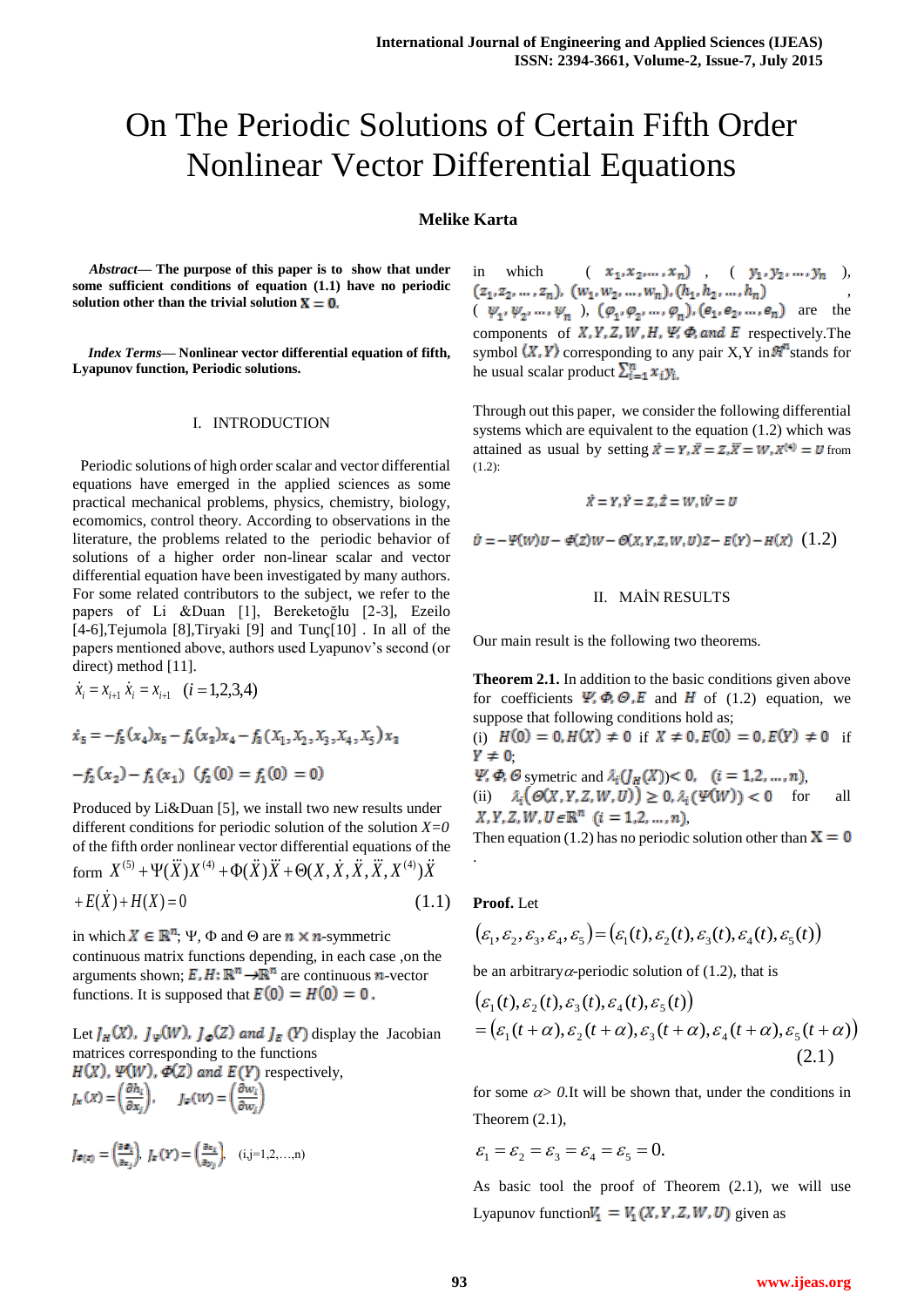# On The Periodic Solutions of Certain Fifth Order Nonlinear Vector Differential Equations

**Melike Karta**

***Abstract*— The purpose of this paper is to show that under some sufficient conditions of equation (1.1) have no periodic solution other than the trivial solution $\mathbf{X}=\mathbf{0}$.**

***Index Terms*— Nonlinear vector differential equation of fifth, Lyapunov function, Periodic solutions.**

## I. INTRODUCTION

Periodic solutions of high order scalar and vector differential equations have emerged in the applied sciences as some practical mechanical problems, physics, chemistry, biology, ecomomics, control theory. According to observations in the literature, the problems related to the periodic behavior of solutions of a higher order non-linear scalar and vector differential equation have been investigated by many authors. For some related contributors to the subject, we refer to the papers of Li &Duan [1], Bereketoğlu [2-3], Ezeilo [4-6],Tejumola [8],Tiryaki [9] and Tunç[10] . In all of the papers mentioned above, authors used Lyapunov's second (or direct) method [11].

$$\dot{x}_i = x_{i+1}\ \dot{x}_i = x_{i+1} \quad (i=1,2,3,4)$$

$$\dot{x}_5 = -f_5(x_4)x_5 - f_4(x_3)x_4 - f_3(x_1,x_2,x_3,x_4,x_5)x_3$$

$$-f_2(x_2) - f_1(x_1) \quad (f_2(0) = f_1(0) = 0)$$

Produced by Li&Duan [5], we install two new results under different conditions for periodic solution of the solution $X=0$ of the fifth order nonlinear vector differential equations of the form

$$X^{(5)} + \Psi(\dddot{X})X^{(4)} + \Phi(\ddot{X})\dddot{X} + \Theta(X,\dot{X},\ddot{X},\dddot{X},X^{(4)})\ddot{X}$$
$$+E(\dot{X}) + H(X) = 0 \tag{1.1}$$

in which $X \in \mathbb{R}^n$; $\Psi$, $\Phi$ and $\Theta$ are $n \times n$-symmetric continuous matrix functions depending, in each case ,on the arguments shown; $E, H: \mathbb{R}^n \to \mathbb{R}^n$ are continuous $n$-vector functions. It is supposed that $E(0) = H(0) = 0$.

Let $J_H(X)$, $J_\Psi(W)$, $J_\Phi(Z)$ and $J_E(Y)$ display the Jacobian matrices corresponding to the functions $H(X)$, $\Psi(W)$, $\Phi(Z)$ and $E(Y)$ respectively,

$$J_H(X) = \left(\frac{\partial h_i}{\partial x_j}\right), \quad J_\Psi(W) = \left(\frac{\partial \psi_i}{\partial w_j}\right)$$

$$J_{\Phi(Z)} = \left(\frac{\partial \varphi_i}{\partial z_j}\right), \quad J_E(Y) = \left(\frac{\partial e_i}{\partial y_j}\right), \quad (i,j=1,2,\ldots,n)$$

in which $(x_1,x_2,\ldots,x_n)$, $(y_1,y_2,\ldots,y_n)$, $(z_1,z_2,\ldots,z_n)$, $(w_1,w_2,\ldots,w_n)$, $(h_1,h_2,\ldots,h_n)$, $(\psi_1,\psi_2,\ldots,\psi_n)$, $(\varphi_1,\varphi_2,\ldots,\varphi_n)$, $(e_1,e_2,\ldots,e_n)$ are the components of $X,Y,Z,W,H,\Psi,\Phi$, and $E$ respectively.The symbol $\langle X,Y\rangle$ corresponding to any pair X,Y in $\mathbb{R}^n$ stands for he usual scalar product $\sum_{i=1}^{n} x_i y_i$.

Through out this paper, we consider the following differential systems which are equivalent to the equation (1.2) which was attained as usual by setting $\dot{X}=Y, \ddot{X}=Z, \dddot{X}=W, X^{(4)}=U$ from (1.2):

$$\dot{X}=Y, \dot{Y}=Z, \dot{Z}=W, \dot{W}=U$$

$$\dot{U} = -\Psi(W)U - \Phi(Z)W - \Theta(X,Y,Z,W,U)Z - E(Y) - H(X) \tag{1.2}$$

## II. MAİN RESULTS

Our main result is the following two theorems.

**Theorem 2.1.** In addition to the basic conditions given above for coefficients $\Psi, \Phi, \Theta, E$ and $H$ of (1.2) equation, we suppose that following conditions hold as;

(i) $H(0)=0, H(X)\neq 0$ if $X\neq 0, E(0)=0, E(Y)\neq 0$ if $Y\neq 0$;

$\Psi, \Phi, \Theta$ symetric and $\lambda_i(J_H(X)) < 0, \quad (i=1,2,\ldots,n)$,

(ii) $\lambda_i(\Theta(X,Y,Z,W,U)) \geq 0, \lambda_i(\Psi(W)) < 0$ for all $X,Y,Z,W,U \in \mathbb{R}^n$ $(i=1,2,\ldots,n)$,

Then equation (1.2) has no periodic solution other than $\mathbf{X}=\mathbf{0}$.

**Proof.** Let

$$(\varepsilon_1,\varepsilon_2,\varepsilon_3,\varepsilon_4,\varepsilon_5) = (\varepsilon_1(t),\varepsilon_2(t),\varepsilon_3(t),\varepsilon_4(t),\varepsilon_5(t))$$

be an arbitrary $\alpha$-periodic solution of (1.2), that is

$$(\varepsilon_1(t),\varepsilon_2(t),\varepsilon_3(t),\varepsilon_4(t),\varepsilon_5(t))$$
$$= (\varepsilon_1(t+\alpha),\varepsilon_2(t+\alpha),\varepsilon_3(t+\alpha),\varepsilon_4(t+\alpha),\varepsilon_5(t+\alpha)) \tag{2.1}$$

for some $\alpha > 0$.It will be shown that, under the conditions in Theorem (2.1),

$$\varepsilon_1 = \varepsilon_2 = \varepsilon_3 = \varepsilon_4 = \varepsilon_5 = 0.$$

As basic tool the proof of Theorem (2.1), we will use Lyapunov function $V_1 = V_1(X,Y,Z,W,U)$ given as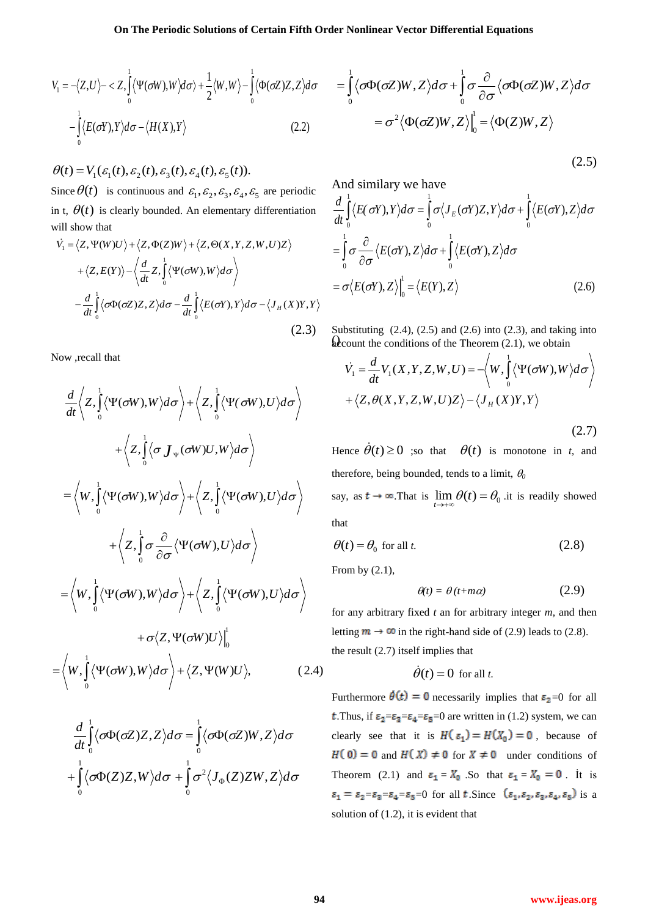$$V_1 = -\langle Z,U\rangle - < Z,\int_0^1 \langle \Psi(\sigma W),W\rangle d\sigma \rangle + \frac{1}{2}\langle W,W\rangle - \int_0^1 \langle \Phi(\sigma Z)Z,Z\rangle d\sigma$$

$$-\int_0^1 \langle E(\sigma Y),Y\rangle d\sigma - \langle H(X),Y\rangle \qquad (2.2)$$

$\theta(t) = V_1(\varepsilon_1(t),\varepsilon_2(t),\varepsilon_3(t),\varepsilon_4(t),\varepsilon_5(t)).$

Since $\theta(t)$ is continuous and $\varepsilon_1,\varepsilon_2,\varepsilon_3,\varepsilon_4,\varepsilon_5$ are periodic in t, $\theta(t)$ is clearly bounded. An elementary differentiation will show that

$$\dot{V}_1 = \langle Z,\Psi(W)U\rangle + \langle Z,\Phi(Z)W\rangle + \langle Z,\Theta(X,Y,Z,W,U)Z\rangle$$
$$+\langle Z,E(Y)\rangle - \left\langle \frac{d}{dt}Z,\int_0^1 \langle \Psi(\sigma W),W\rangle d\sigma \right\rangle$$
$$-\frac{d}{dt}\int_0^1 \langle \sigma\Phi(\sigma Z)Z,Z\rangle d\sigma - \frac{d}{dt}\int_0^1 \langle E(\sigma Y),Y\rangle d\sigma - \langle J_H(X)Y,Y\rangle \qquad (2.3)$$

Now ,recall that

$$\frac{d}{dt}\left\langle Z,\int_0^1 \langle \Psi(\sigma W),W\rangle d\sigma\right\rangle + \left\langle Z,\int_0^1 \langle \Psi(\sigma W),U\rangle d\sigma\right\rangle$$
$$+\left\langle Z,\int_0^1 \langle \sigma J_\Psi(\sigma W)U,W\rangle d\sigma\right\rangle$$
$$=\left\langle W,\int_0^1 \langle \Psi(\sigma W),W\rangle d\sigma\right\rangle + \left\langle Z,\int_0^1 \langle \Psi(\sigma W),U\rangle d\sigma\right\rangle$$
$$+\left\langle Z,\int_0^1 \sigma\frac{\partial}{\partial\sigma}\langle \Psi(\sigma W),U\rangle d\sigma\right\rangle$$
$$=\left\langle W,\int_0^1 \langle \Psi(\sigma W),W\rangle d\sigma\right\rangle + \left\langle Z,\int_0^1 \langle \Psi(\sigma W),U\rangle d\sigma\right\rangle$$
$$+\sigma\langle Z,\Psi(\sigma W)U\rangle\Big|_0^1$$
$$=\left\langle W,\int_0^1 \langle \Psi(\sigma W),W\rangle d\sigma\right\rangle + \langle Z,\Psi(W)U\rangle, \qquad (2.4)$$

$$\frac{d}{dt}\int_0^1 \langle \sigma\Phi(\sigma Z)Z,Z\rangle d\sigma = \int_0^1 \langle \sigma\Phi(\sigma Z)W,Z\rangle d\sigma$$
$$+\int_0^1 \langle \sigma\Phi(Z)Z,W\rangle d\sigma + \int_0^1 \sigma^2\langle J_\Phi(Z)ZW,Z\rangle d\sigma$$
$$=\int_0^1 \langle \sigma\Phi(\sigma Z)W,Z\rangle d\sigma + \int_0^1 \sigma\frac{\partial}{\partial\sigma}\langle \sigma\Phi(\sigma Z)W,Z\rangle d\sigma$$
$$=\sigma^2\langle \Phi(\sigma Z)W,Z\rangle\Big|_0^1 = \langle \Phi(Z)W,Z\rangle \qquad (2.5)$$

And similary we have

$$\frac{d}{dt}\int_0^1 \langle E(\sigma Y),Y\rangle d\sigma = \int_0^1 \sigma\langle J_E(\sigma Y)Z,Y\rangle d\sigma + \int_0^1 \langle E(\sigma Y),Z\rangle d\sigma$$
$$=\int_0^1 \sigma\frac{\partial}{\partial\sigma}\langle E(\sigma Y),Z\rangle d\sigma + \int_0^1 \langle E(\sigma Y),Z\rangle d\sigma$$
$$=\sigma\langle E(\sigma Y),Z\rangle\Big|_0^1 = \langle E(Y),Z\rangle \qquad (2.6)$$

Substituting (2.4), (2.5) and (2.6) into (2.3), and taking into account the conditions of the Theorem (2.1), we obtain

$$\dot{V}_1 = \frac{d}{dt}V_1(X,Y,Z,W,U) = -\left\langle W,\int_0^1 \langle \Psi(\sigma W),W\rangle d\sigma\right\rangle$$
$$+\langle Z,\theta(X,Y,Z,W,U)Z\rangle - \langle J_H(X)Y,Y\rangle \qquad (2.7)$$

Hence $\dot{\theta}(t) \ge 0$ ;so that $\theta(t)$ is monotone in *t*, and therefore, being bounded, tends to a limit, $\theta_0$ say, as $t \to \infty$.That is $\lim_{t\to+\infty}\theta(t) = \theta_0$ .it is readily showed that

$$\theta(t) = \theta_0 \text{ for all } t. \qquad (2.8)$$

From by (2.1),

$$\theta(t) = \theta(t+m\alpha) \qquad (2.9)$$

for any arbitrary fixed *t* an for arbitrary integer *m*, and then letting $m \to \infty$ in the right-hand side of (2.9) leads to (2.8). the result (2.7) itself implies that

$$\dot{\theta}(t) = 0 \text{ for all } t.$$

Furthermore $\dot{\theta}(t) = 0$ necessarily implies that $\varepsilon_2$=0 for all $t$.Thus, if $\varepsilon_2$=$\varepsilon_3$=$\varepsilon_4$=$\varepsilon_5$=0 are written in (1.2) system, we can clearly see that it is $H(\varepsilon_1) = H(X_0) = 0$, because of $H(0) = 0$ and $H(X) \neq 0$ for $X \neq 0$ under conditions of Theorem (2.1) and $\varepsilon_1 = X_0$ .So that $\varepsilon_1 = X_0 = 0$. İt is $\varepsilon_1 = \varepsilon_2$=$\varepsilon_3$=$\varepsilon_4$=$\varepsilon_5$=0 for all $t$.Since $(\varepsilon_1,\varepsilon_2,\varepsilon_3,\varepsilon_4,\varepsilon_5)$ is a solution of (1.2), it is evident that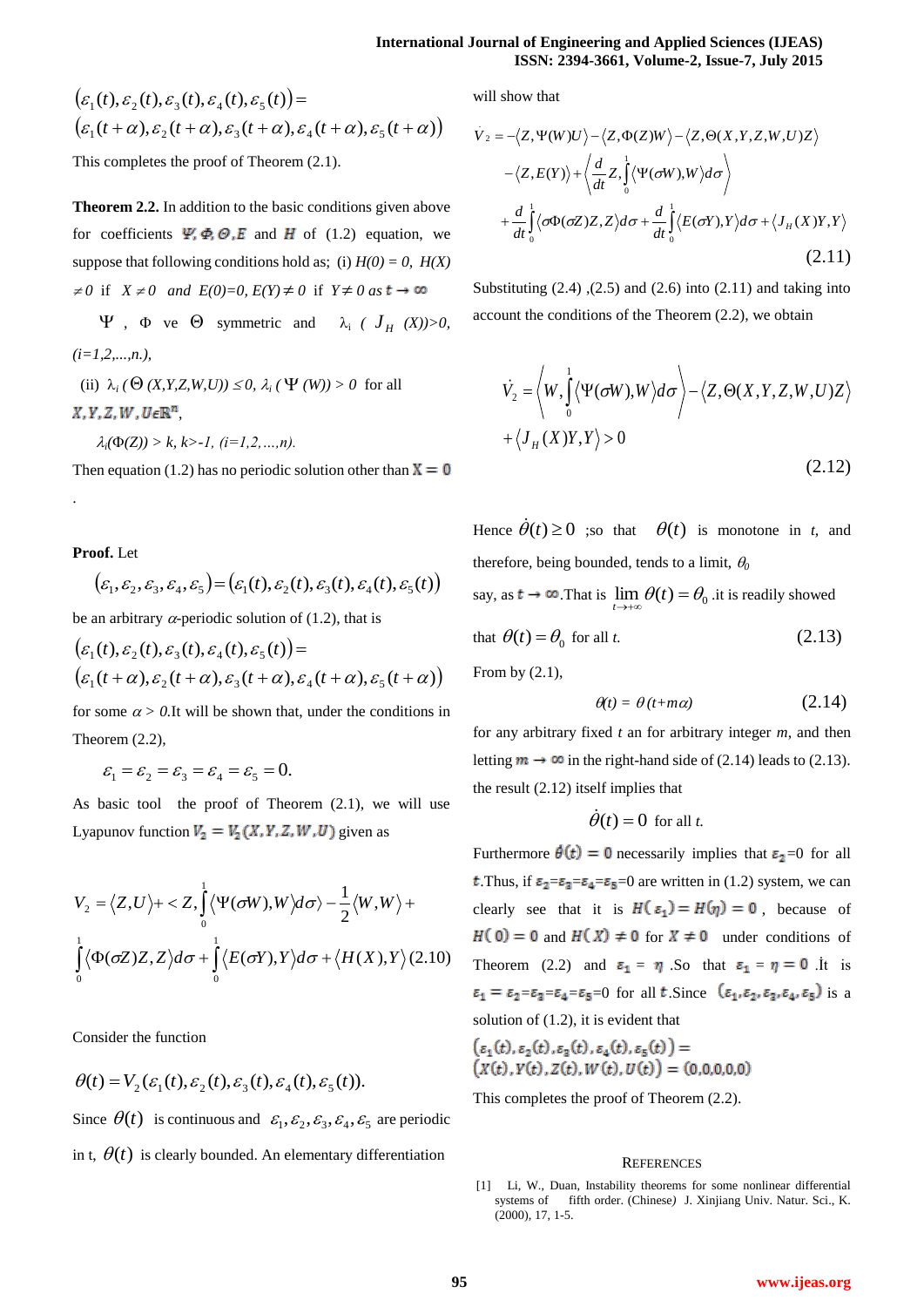$$\left(\varepsilon_1(t),\varepsilon_2(t),\varepsilon_3(t),\varepsilon_4(t),\varepsilon_5(t)\right)=$$
$$\left(\varepsilon_1(t+\alpha),\varepsilon_2(t+\alpha),\varepsilon_3(t+\alpha),\varepsilon_4(t+\alpha),\varepsilon_5(t+\alpha)\right)$$

This completes the proof of Theorem (2.1).

**Theorem 2.2.** In addition to the basic conditions given above for coefficients $\Psi, \Phi, \Theta, E$ and $H$ of (1.2) equation, we suppose that following conditions hold as; (i) $H(0) = 0$, $H(X) \neq 0$ if $X \neq 0$ and $E(0)=0$, $E(Y) \neq 0$ if $Y \neq 0$ as $t \to \infty$

$\Psi$, $\Phi$ ve $\Theta$ symmetric and $\lambda_i$ ( $J_H$ (X))>0, $(i=1,2,...,n.)$,

(ii) $\lambda_i$ ($\Theta$ (X,Y,Z,W,U)) $\leq 0$, $\lambda_i$ ($\Psi$ (W)) > 0 for all $X,Y,Z,W,U \in \mathbb{R}^n$,

$\lambda_i(\Phi(Z)) > k$, $k>-1$, $(i=1,2,...,n)$.

Then equation (1.2) has no periodic solution other than $X = 0$

.

**Proof.** Let

$$\left(\varepsilon_1,\varepsilon_2,\varepsilon_3,\varepsilon_4,\varepsilon_5\right)=\left(\varepsilon_1(t),\varepsilon_2(t),\varepsilon_3(t),\varepsilon_4(t),\varepsilon_5(t)\right)$$

be an arbitrary $\alpha$-periodic solution of (1.2), that is

$$\left(\varepsilon_1(t),\varepsilon_2(t),\varepsilon_3(t),\varepsilon_4(t),\varepsilon_5(t)\right)=$$
$$\left(\varepsilon_1(t+\alpha),\varepsilon_2(t+\alpha),\varepsilon_3(t+\alpha),\varepsilon_4(t+\alpha),\varepsilon_5(t+\alpha)\right)$$

for some $\alpha > 0$.It will be shown that, under the conditions in Theorem (2.2),

$$\varepsilon_1=\varepsilon_2=\varepsilon_3=\varepsilon_4=\varepsilon_5=0.$$

As basic tool the proof of Theorem (2.1), we will use Lyapunov function $V_2 = V_2(X,Y,Z,W,U)$ given as

$$V_2=\langle Z,U\rangle+\langle Z,\int_0^1\langle\Psi(\sigma W),W\rangle d\sigma\rangle-\frac{1}{2}\langle W,W\rangle+\int_0^1\langle\Phi(\sigma Z)Z,Z\rangle d\sigma+\int_0^1\langle E(\sigma Y),Y\rangle d\sigma+\langle H(X),Y\rangle \quad (2.10)$$

Consider the function

$$\theta(t)=V_2(\varepsilon_1(t),\varepsilon_2(t),\varepsilon_3(t),\varepsilon_4(t),\varepsilon_5(t)).$$

Since $\theta(t)$ is continuous and $\varepsilon_1,\varepsilon_2,\varepsilon_3,\varepsilon_4,\varepsilon_5$ are periodic in t, $\theta(t)$ is clearly bounded. An elementary differentiation will show that

$$\dot V_2=-\langle Z,\Psi(W)U\rangle-\langle Z,\Phi(Z)W\rangle-\langle Z,\Theta(X,Y,Z,W,U)Z\rangle-\langle Z,E(Y)\rangle+\left\langle\frac{d}{dt}Z,\int_0^1\langle\Psi(\sigma W),W\rangle d\sigma\right\rangle+\frac{d}{dt}\int_0^1\langle\sigma\Phi(\sigma Z)Z,Z\rangle d\sigma+\frac{d}{dt}\int_0^1\langle E(\sigma Y),Y\rangle d\sigma+\langle J_H(X)Y,Y\rangle \quad (2.11)$$

Substituting (2.4) ,(2.5) and (2.6) into (2.11) and taking into account the conditions of the Theorem (2.2), we obtain

$$\dot V_2=\left\langle W,\int_0^1\langle\Psi(\sigma W),W\rangle d\sigma\right\rangle-\langle Z,\Theta(X,Y,Z,W,U)Z\rangle+\langle J_H(X)Y,Y\rangle>0 \quad (2.12)$$

Hence $\dot\theta(t)\geq 0$ ;so that $\theta(t)$ is monotone in *t*, and therefore, being bounded, tends to a limit, $\theta_0$ say, as $t \to \infty$.That is $\lim_{t\to+\infty}\theta(t)=\theta_0$ .it is readily showed that $\theta(t)=\theta_0$ for all *t*. (2.13)

From by (2.1),

$$\theta(t) = \theta(t+m\alpha) \quad (2.14)$$

for any arbitrary fixed *t* an for arbitrary integer *m*, and then letting $m \to \infty$ in the right-hand side of (2.14) leads to (2.13). the result (2.12) itself implies that

$$\dot\theta(t)=0 \text{ for all } t.$$

Furthermore $\dot\theta(t) = 0$ necessarily implies that $\varepsilon_2$=0 for all $t$.Thus, if $\varepsilon_2$=$\varepsilon_3$=$\varepsilon_4$=$\varepsilon_5$=0 are written in (1.2) system, we can clearly see that it is $H(\varepsilon_1) = H(\eta) = 0$, because of $H(0) = 0$ and $H(X) \neq 0$ for $X \neq 0$ under conditions of Theorem (2.2) and $\varepsilon_1 = \eta$ .So that $\varepsilon_1 = \eta = 0$ .İt is $\varepsilon_1 = \varepsilon_2$=$\varepsilon_3$=$\varepsilon_4$=$\varepsilon_5$=0 for all $t$.Since $(\varepsilon_1,\varepsilon_2,\varepsilon_3,\varepsilon_4,\varepsilon_5)$ is a solution of (1.2), it is evident that

$$\left(\varepsilon_1(t),\varepsilon_2(t),\varepsilon_3(t),\varepsilon_4(t),\varepsilon_5(t)\right)=$$
$$\left(X(t),Y(t),Z(t),W(t),U(t)\right)=(0,0,0,0,0)$$

This completes the proof of Theorem (2.2).

## References

[1] Li, W., Duan, Instability theorems for some nonlinear differential systems of fifth order. (Chinese) J. Xinjiang Univ. Natur. Sci., K. (2000), 17, 1-5.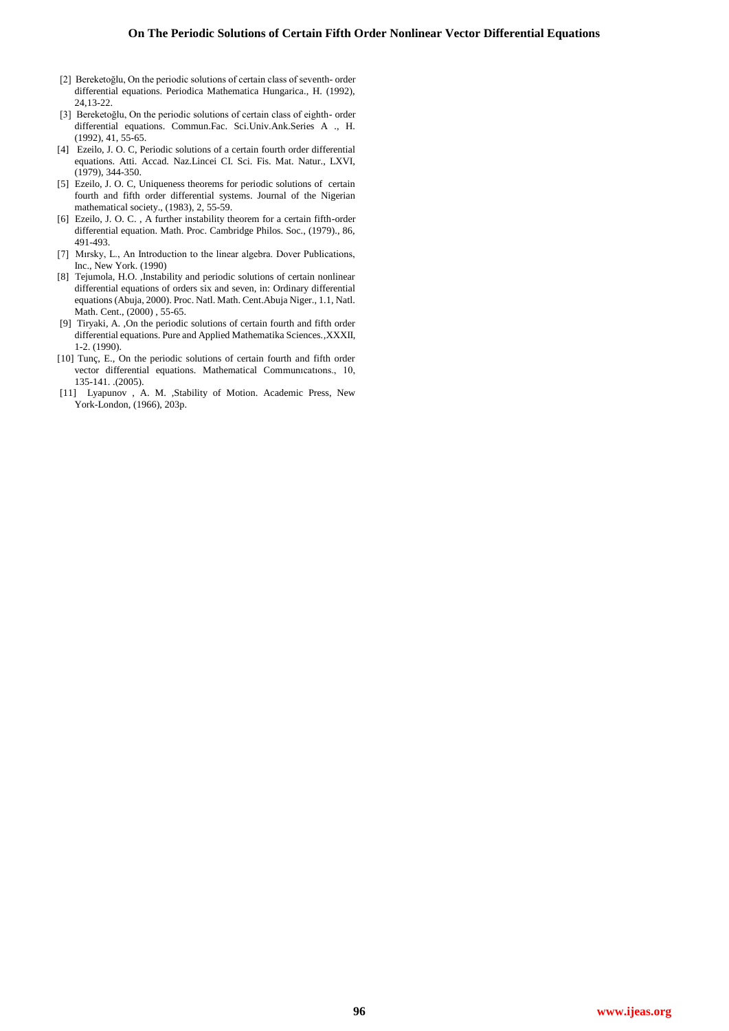[2] Bereketoğlu, On the periodic solutions of certain class of seventh- order differential equations. Periodica Mathematica Hungarica., H. (1992), 24,13-22.

[3] Bereketoğlu, On the periodic solutions of certain class of eighth- order differential equations. Commun.Fac. Sci.Univ.Ank.Series A ., H. (1992), 41, 55-65.

[4] Ezeilo, J. O. C, Periodic solutions of a certain fourth order differential equations. Atti. Accad. Naz.Lincei CI. Sci. Fis. Mat. Natur., LXVI, (1979), 344-350.

[5] Ezeilo, J. O. C, Uniqueness theorems for periodic solutions of certain fourth and fifth order differential systems. Journal of the Nigerian mathematical society., (1983), 2, 55-59.

[6] Ezeilo, J. O. C. , A further instability theorem for a certain fifth-order differential equation. Math. Proc. Cambridge Philos. Soc., (1979)., 86, 491-493.

[7] Mırsky, L., An Introduction to the linear algebra. Dover Publications, Inc., New York. (1990)

[8] Tejumola, H.O. ,Instability and periodic solutions of certain nonlinear differential equations of orders six and seven, in: Ordinary differential equations (Abuja, 2000). Proc. Natl. Math. Cent.Abuja Niger., 1.1, Natl. Math. Cent., (2000) , 55-65.

[9] Tiryaki, A. ,On the periodic solutions of certain fourth and fifth order differential equations. Pure and Applied Mathematika Sciences.,XXXII, 1-2. (1990).

[10] Tunç, E., On the periodic solutions of certain fourth and fifth order vector differential equations. Mathematical Communıcatıons., 10, 135-141. .(2005).

[11] Lyapunov , A. M. ,Stability of Motion. Academic Press, New York-London, (1966), 203p.